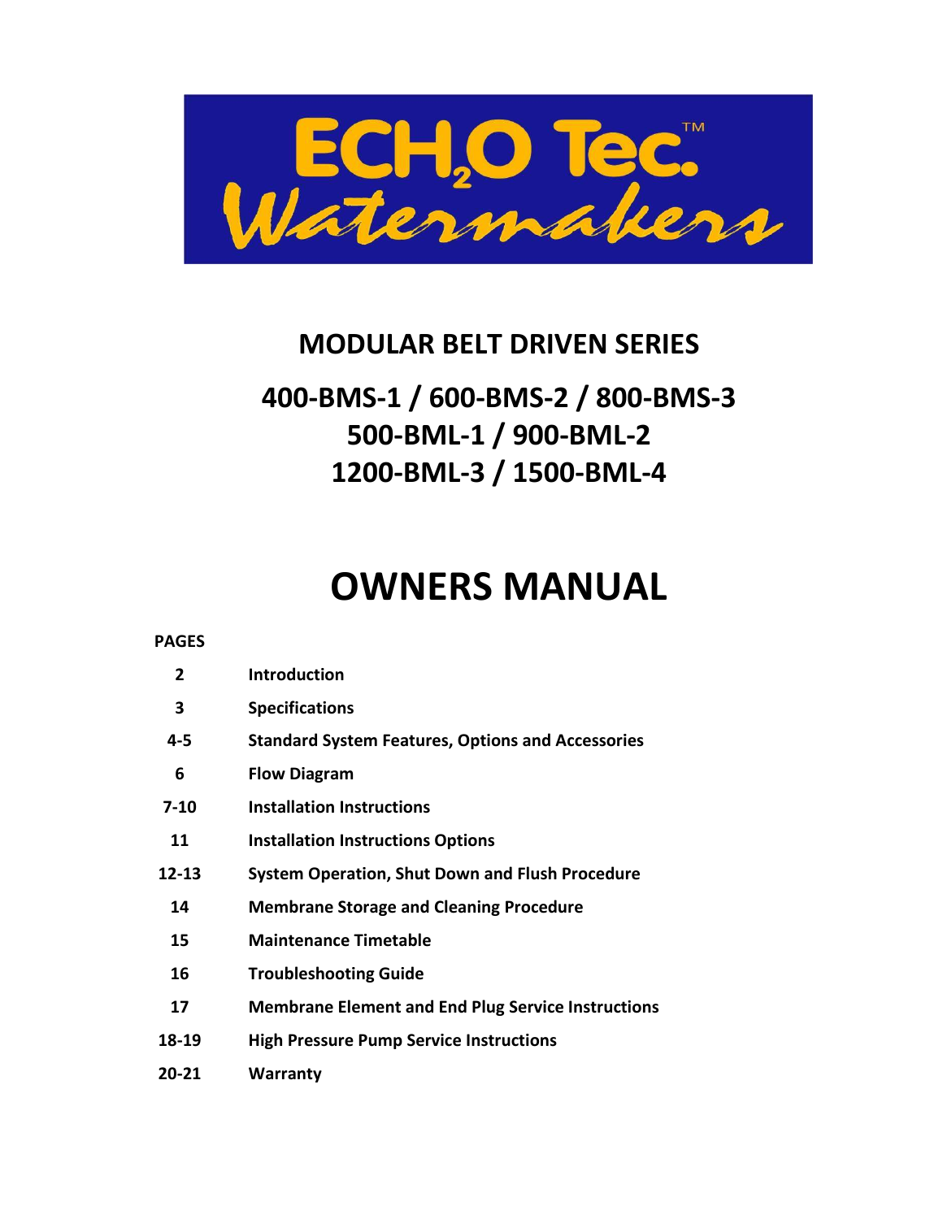# ECH2O Tec.™ Watermakers

## MODULAR BELT DRIVEN SERIES

## 400-BMS-1 / 600-BMS-2 / 800-BMS-3
## 500-BML-1 / 900-BML-2
## 1200-BML-3 / 1500-BML-4

# OWNERS MANUAL

| PAGES | |
|---|---|
| 2 | **Introduction** |
| 3 | **Specifications** |
| 4-5 | **Standard System Features, Options and Accessories** |
| 6 | **Flow Diagram** |
| 7-10 | **Installation Instructions** |
| 11 | **Installation Instructions Options** |
| 12-13 | **System Operation, Shut Down and Flush Procedure** |
| 14 | **Membrane Storage and Cleaning Procedure** |
| 15 | **Maintenance Timetable** |
| 16 | **Troubleshooting Guide** |
| 17 | **Membrane Element and End Plug Service Instructions** |
| 18-19 | **High Pressure Pump Service Instructions** |
| 20-21 | **Warranty** |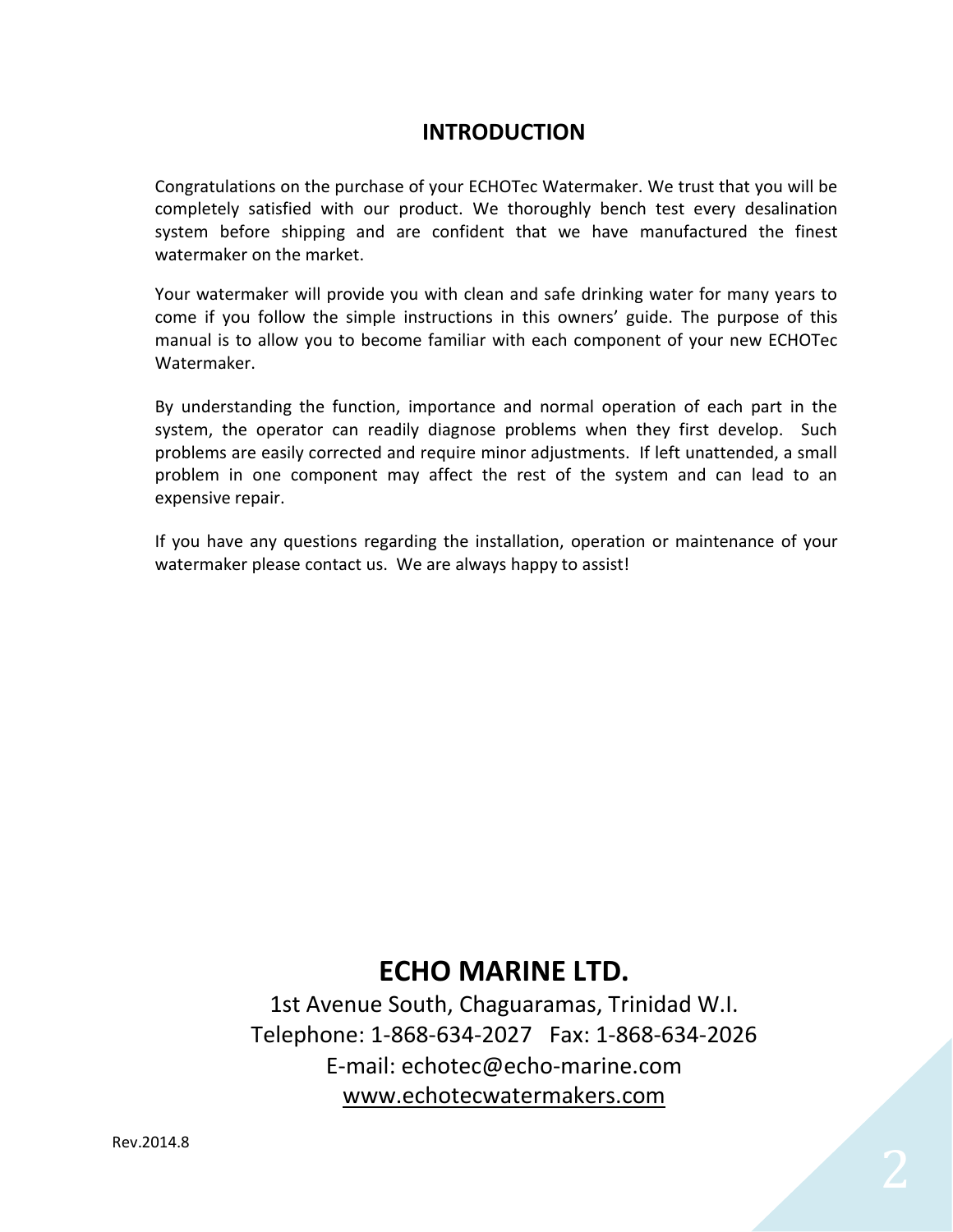# INTRODUCTION

Congratulations on the purchase of your ECHOTec Watermaker. We trust that you will be completely satisfied with our product. We thoroughly bench test every desalination system before shipping and are confident that we have manufactured the finest watermaker on the market.

Your watermaker will provide you with clean and safe drinking water for many years to come if you follow the simple instructions in this owners' guide. The purpose of this manual is to allow you to become familiar with each component of your new ECHOTec Watermaker.

By understanding the function, importance and normal operation of each part in the system, the operator can readily diagnose problems when they first develop. Such problems are easily corrected and require minor adjustments. If left unattended, a small problem in one component may affect the rest of the system and can lead to an expensive repair.

If you have any questions regarding the installation, operation or maintenance of your watermaker please contact us. We are always happy to assist!

## ECHO MARINE LTD.

1st Avenue South, Chaguaramas, Trinidad W.I.
Telephone: 1-868-634-2027 Fax: 1-868-634-2026
E-mail: echotec@echo-marine.com
www.echotecwatermakers.com

Rev.2014.8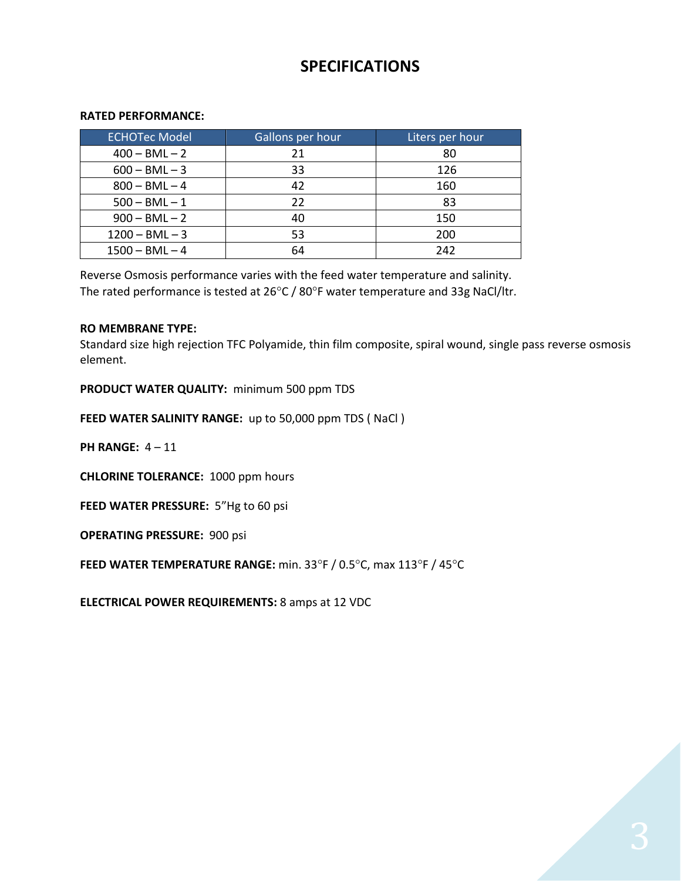# SPECIFICATIONS

**RATED PERFORMANCE:**

| ECHOTec Model | Gallons per hour | Liters per hour |
|---|---|---|
| 400 – BML – 2 | 21 | 80 |
| 600 – BML – 3 | 33 | 126 |
| 800 – BML – 4 | 42 | 160 |
| 500 – BML – 1 | 22 | 83 |
| 900 – BML – 2 | 40 | 150 |
| 1200 – BML – 3 | 53 | 200 |
| 1500 – BML – 4 | 64 | 242 |

Reverse Osmosis performance varies with the feed water temperature and salinity.
The rated performance is tested at 26°C / 80°F water temperature and 33g NaCl/ltr.

**RO MEMBRANE TYPE:**
Standard size high rejection TFC Polyamide, thin film composite, spiral wound, single pass reverse osmosis element.

**PRODUCT WATER QUALITY:** minimum 500 ppm TDS

**FEED WATER SALINITY RANGE:** up to 50,000 ppm TDS ( NaCl )

**PH RANGE:** 4 – 11

**CHLORINE TOLERANCE:** 1000 ppm hours

**FEED WATER PRESSURE:** 5"Hg to 60 psi

**OPERATING PRESSURE:** 900 psi

**FEED WATER TEMPERATURE RANGE:** min. 33°F / 0.5°C, max 113°F / 45°C

**ELECTRICAL POWER REQUIREMENTS:** 8 amps at 12 VDC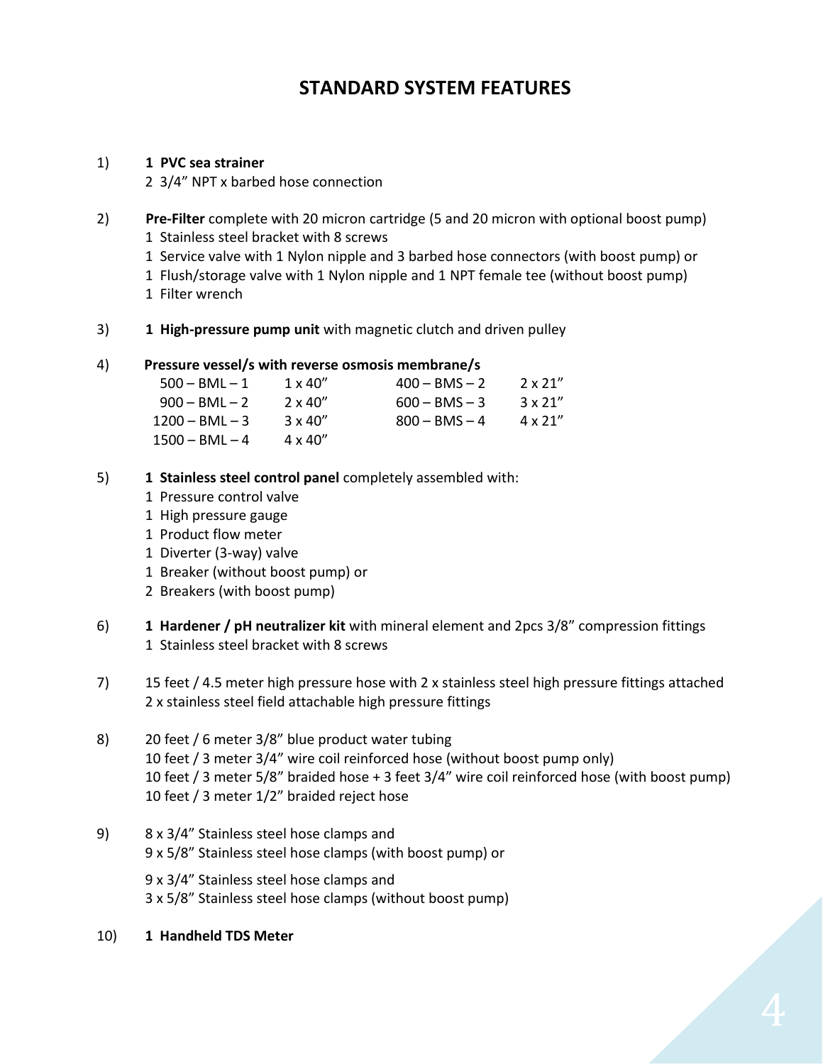# STANDARD SYSTEM FEATURES

1) **1 PVC sea strainer**
   2 3/4" NPT x barbed hose connection

2) **Pre-Filter** complete with 20 micron cartridge (5 and 20 micron with optional boost pump)
   1 Stainless steel bracket with 8 screws
   1 Service valve with 1 Nylon nipple and 3 barbed hose connectors (with boost pump) or
   1 Flush/storage valve with 1 Nylon nipple and 1 NPT female tee (without boost pump)
   1 Filter wrench

3) **1 High-pressure pump unit** with magnetic clutch and driven pulley

4) **Pressure vessel/s with reverse osmosis membrane/s**

| | | | |
|---|---|---|---|
| 500 – BML – 1 | 1 x 40" | 400 – BMS – 2 | 2 x 21" |
| 900 – BML – 2 | 2 x 40" | 600 – BMS – 3 | 3 x 21" |
| 1200 – BML – 3 | 3 x 40" | 800 – BMS – 4 | 4 x 21" |
| 1500 – BML – 4 | 4 x 40" | | |

5) **1 Stainless steel control panel** completely assembled with:
   1 Pressure control valve
   1 High pressure gauge
   1 Product flow meter
   1 Diverter (3-way) valve
   1 Breaker (without boost pump) or
   2 Breakers (with boost pump)

6) **1 Hardener / pH neutralizer kit** with mineral element and 2pcs 3/8" compression fittings
   1 Stainless steel bracket with 8 screws

7) 15 feet / 4.5 meter high pressure hose with 2 x stainless steel high pressure fittings attached
   2 x stainless steel field attachable high pressure fittings

8) 20 feet / 6 meter 3/8" blue product water tubing
   10 feet / 3 meter 3/4" wire coil reinforced hose (without boost pump only)
   10 feet / 3 meter 5/8" braided hose + 3 feet 3/4" wire coil reinforced hose (with boost pump)
   10 feet / 3 meter 1/2" braided reject hose

9) 8 x 3/4" Stainless steel hose clamps and
   9 x 5/8" Stainless steel hose clamps (with boost pump) or

   9 x 3/4" Stainless steel hose clamps and
   3 x 5/8" Stainless steel hose clamps (without boost pump)

10) **1 Handheld TDS Meter**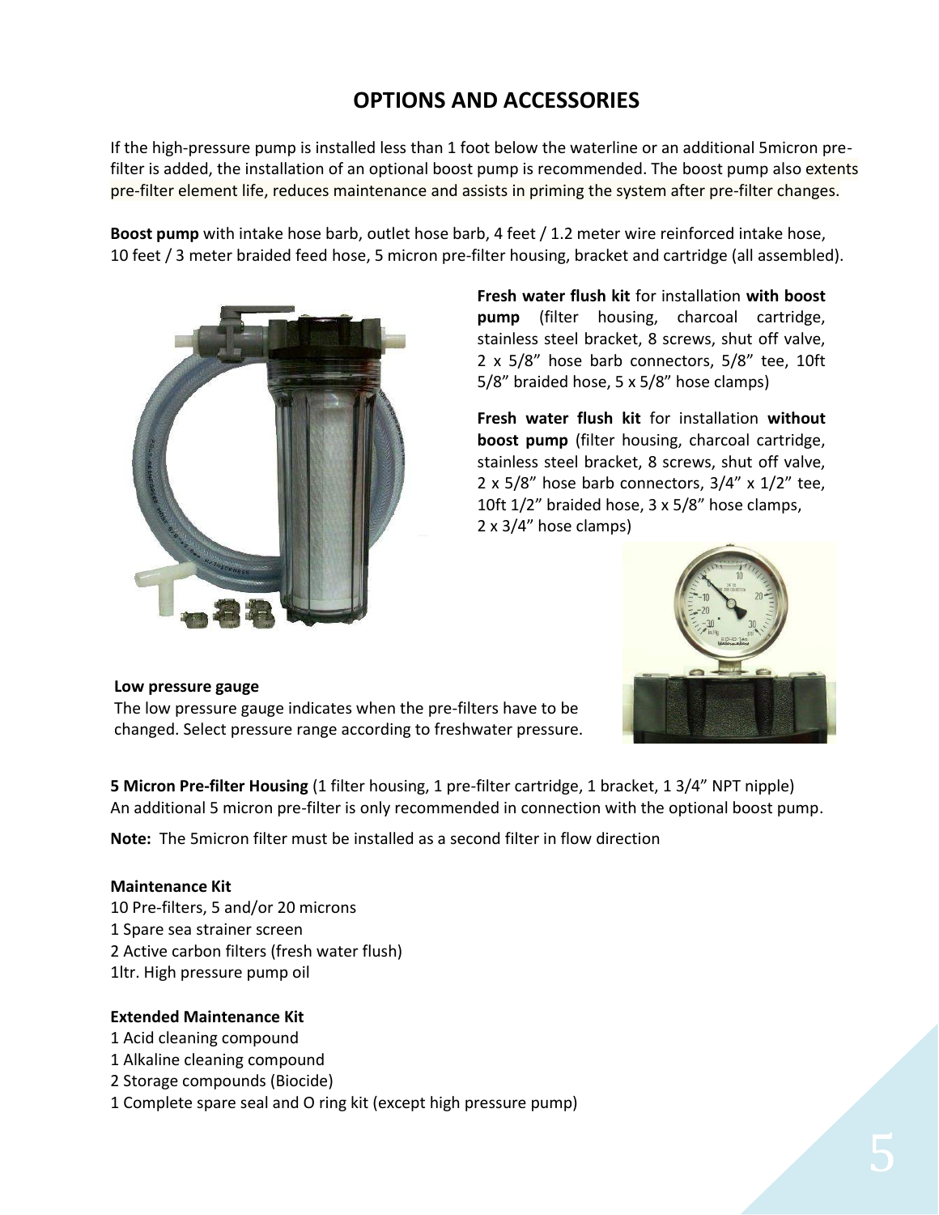# OPTIONS AND ACCESSORIES

If the high-pressure pump is installed less than 1 foot below the waterline or an additional 5micron pre-filter is added, the installation of an optional boost pump is recommended. The boost pump also extents pre-filter element life, reduces maintenance and assists in priming the system after pre-filter changes.

**Boost pump** with intake hose barb, outlet hose barb, 4 feet / 1.2 meter wire reinforced intake hose, 10 feet / 3 meter braided feed hose, 5 micron pre-filter housing, bracket and cartridge (all assembled).

**Fresh water flush kit** for installation **with boost pump** (filter housing, charcoal cartridge, stainless steel bracket, 8 screws, shut off valve, 2 x 5/8" hose barb connectors, 5/8" tee, 10ft 5/8" braided hose, 5 x 5/8" hose clamps)

**Fresh water flush kit** for installation **without boost pump** (filter housing, charcoal cartridge, stainless steel bracket, 8 screws, shut off valve, 2 x 5/8" hose barb connectors, 3/4" x 1/2" tee, 10ft 1/2" braided hose, 3 x 5/8" hose clamps, 2 x 3/4" hose clamps)

**Low pressure gauge**
The low pressure gauge indicates when the pre-filters have to be changed. Select pressure range according to freshwater pressure.

**5 Micron Pre-filter Housing** (1 filter housing, 1 pre-filter cartridge, 1 bracket, 1 3/4" NPT nipple)
An additional 5 micron pre-filter is only recommended in connection with the optional boost pump.

**Note:** The 5micron filter must be installed as a second filter in flow direction

**Maintenance Kit**
10 Pre-filters, 5 and/or 20 microns
1 Spare sea strainer screen
2 Active carbon filters (fresh water flush)
1ltr. High pressure pump oil

**Extended Maintenance Kit**
1 Acid cleaning compound
1 Alkaline cleaning compound
2 Storage compounds (Biocide)
1 Complete spare seal and O ring kit (except high pressure pump)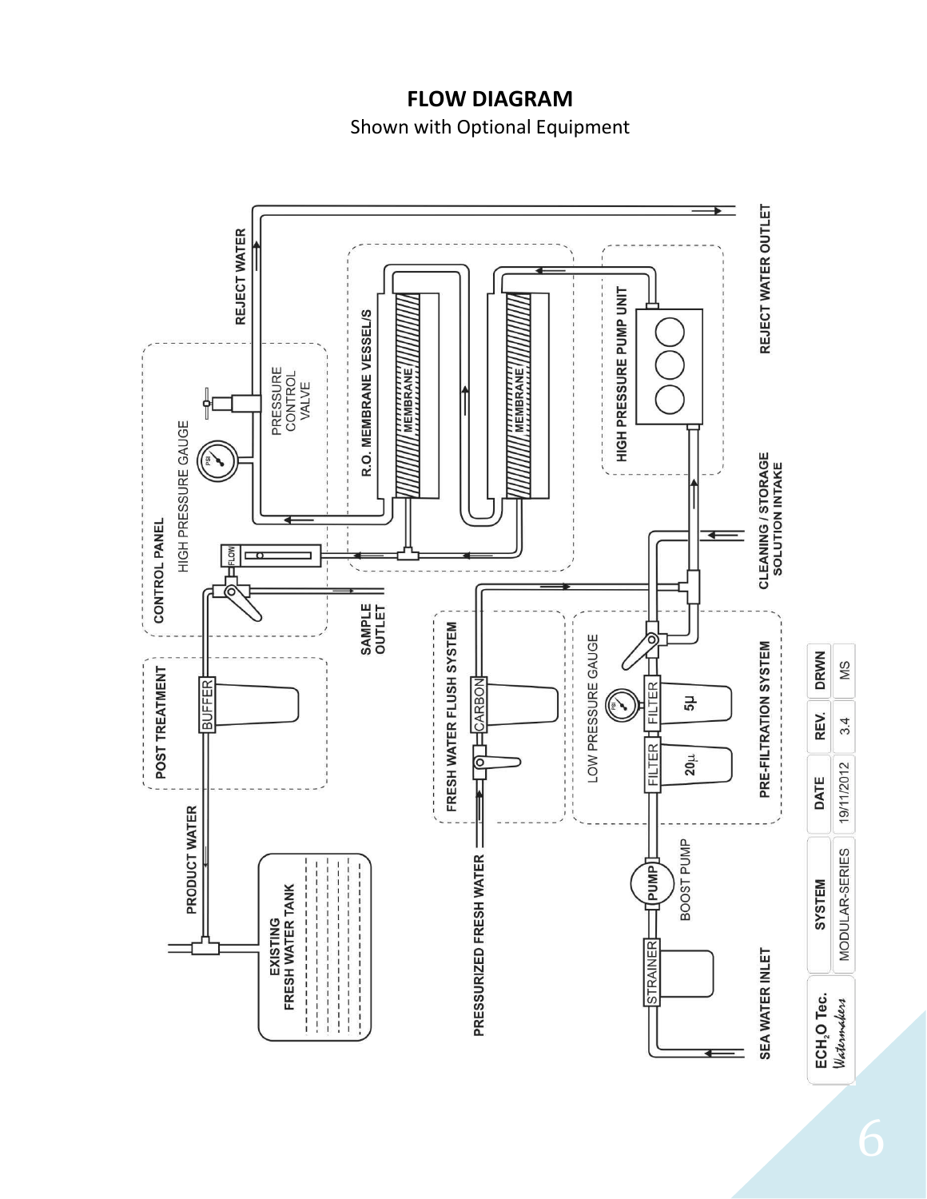# FLOW DIAGRAM

Shown with Optional Equipment

REJECT WATER

CONTROL PANEL

HIGH PRESSURE GAUGE

PRESSURE CONTROL VALVE

FLOW

R.O. MEMBRANE VESSEL/S

MEMBRANE

MEMBRANE

HIGH PRESSURE PUMP UNIT

REJECT WATER OUTLET

CLEANING / STORAGE SOLUTION INTAKE

SAMPLE OUTLET

POST TREATMENT

BUFFER

PRODUCT WATER

EXISTING FRESH WATER TANK

FRESH WATER FLUSH SYSTEM

CARBON

PRESSURIZED FRESH WATER

LOW PRESSURE GAUGE

FILTER 5µ

FILTER 20µ

PRE-FILTRATION SYSTEM

PUMP

BOOST PUMP

STRAINER

SEA WATER INLET

| ECH$_2$O Tec. Watermakers | SYSTEM | DATE | REV. | DRWN |
|---|---|---|---|---|
| | MODULAR-SERIES | 19/11/2012 | 3.4 | MS |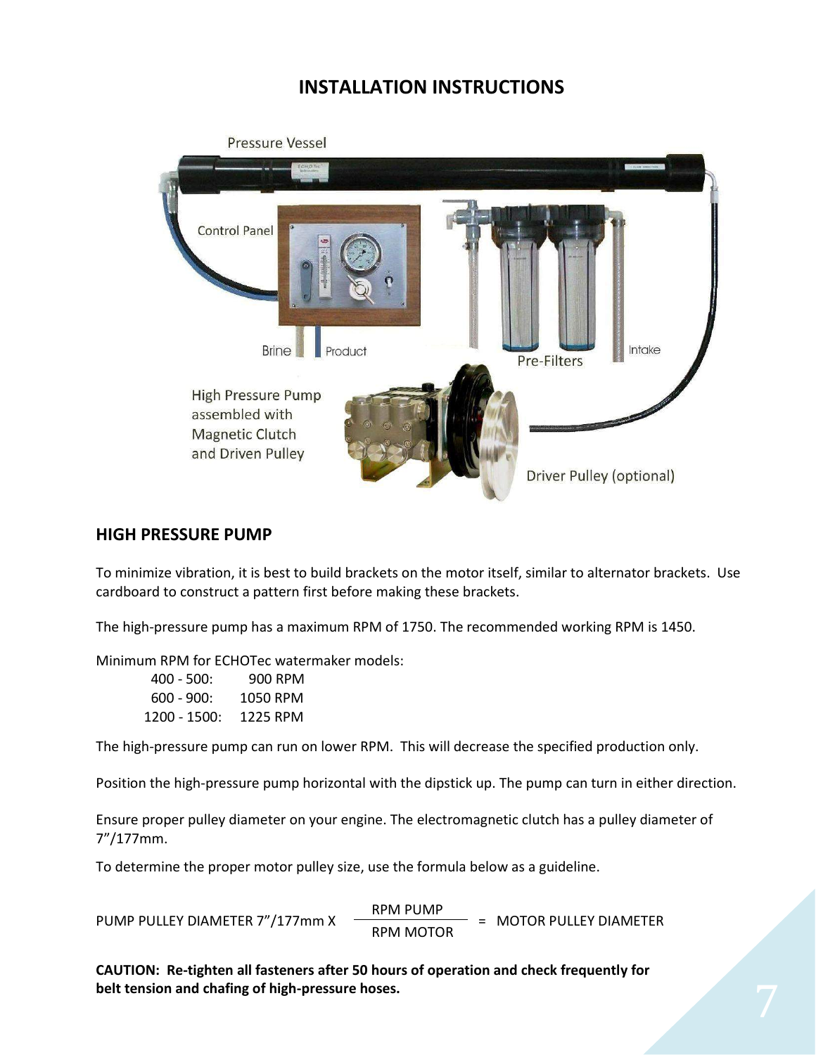# INSTALLATION INSTRUCTIONS

## HIGH PRESSURE PUMP

To minimize vibration, it is best to build brackets on the motor itself, similar to alternator brackets. Use cardboard to construct a pattern first before making these brackets.

The high-pressure pump has a maximum RPM of 1750. The recommended working RPM is 1450.

Minimum RPM for ECHOTec watermaker models:

| Model | Minimum RPM |
| --- | --- |
| 400 - 500: | 900 RPM |
| 600 - 900: | 1050 RPM |
| 1200 - 1500: | 1225 RPM |

The high-pressure pump can run on lower RPM. This will decrease the specified production only.

Position the high-pressure pump horizontal with the dipstick up. The pump can turn in either direction.

Ensure proper pulley diameter on your engine. The electromagnetic clutch has a pulley diameter of 7"/177mm.

To determine the proper motor pulley size, use the formula below as a guideline.

$$\text{PUMP PULLEY DIAMETER } 7''/177\text{mm} \times \frac{\text{RPM PUMP}}{\text{RPM MOTOR}} = \text{MOTOR PULLEY DIAMETER}$$

**CAUTION: Re-tighten all fasteners after 50 hours of operation and check frequently for belt tension and chafing of high-pressure hoses.**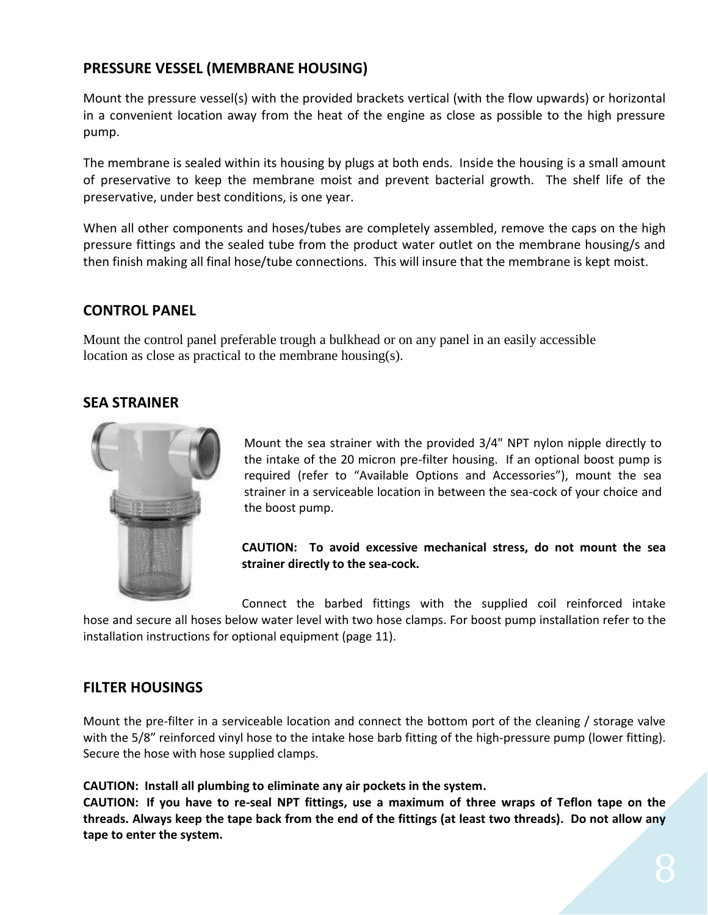## PRESSURE VESSEL (MEMBRANE HOUSING)

Mount the pressure vessel(s) with the provided brackets vertical (with the flow upwards) or horizontal in a convenient location away from the heat of the engine as close as possible to the high pressure pump.

The membrane is sealed within its housing by plugs at both ends. Inside the housing is a small amount of preservative to keep the membrane moist and prevent bacterial growth. The shelf life of the preservative, under best conditions, is one year.

When all other components and hoses/tubes are completely assembled, remove the caps on the high pressure fittings and the sealed tube from the product water outlet on the membrane housing/s and then finish making all final hose/tube connections. This will insure that the membrane is kept moist.

## CONTROL PANEL

Mount the control panel preferable trough a bulkhead or on any panel in an easily accessible location as close as practical to the membrane housing(s).

## SEA STRAINER

Mount the sea strainer with the provided 3/4" NPT nylon nipple directly to the intake of the 20 micron pre-filter housing. If an optional boost pump is required (refer to "Available Options and Accessories"), mount the sea strainer in a serviceable location in between the sea-cock of your choice and the boost pump.

**CAUTION: To avoid excessive mechanical stress, do not mount the sea strainer directly to the sea-cock.**

Connect the barbed fittings with the supplied coil reinforced intake hose and secure all hoses below water level with two hose clamps. For boost pump installation refer to the installation instructions for optional equipment (page 11).

## FILTER HOUSINGS

Mount the pre-filter in a serviceable location and connect the bottom port of the cleaning / storage valve with the 5/8" reinforced vinyl hose to the intake hose barb fitting of the high-pressure pump (lower fitting). Secure the hose with hose supplied clamps.

**CAUTION: Install all plumbing to eliminate any air pockets in the system.**
**CAUTION: If you have to re-seal NPT fittings, use a maximum of three wraps of Teflon tape on the threads. Always keep the tape back from the end of the fittings (at least two threads). Do not allow any tape to enter the system.**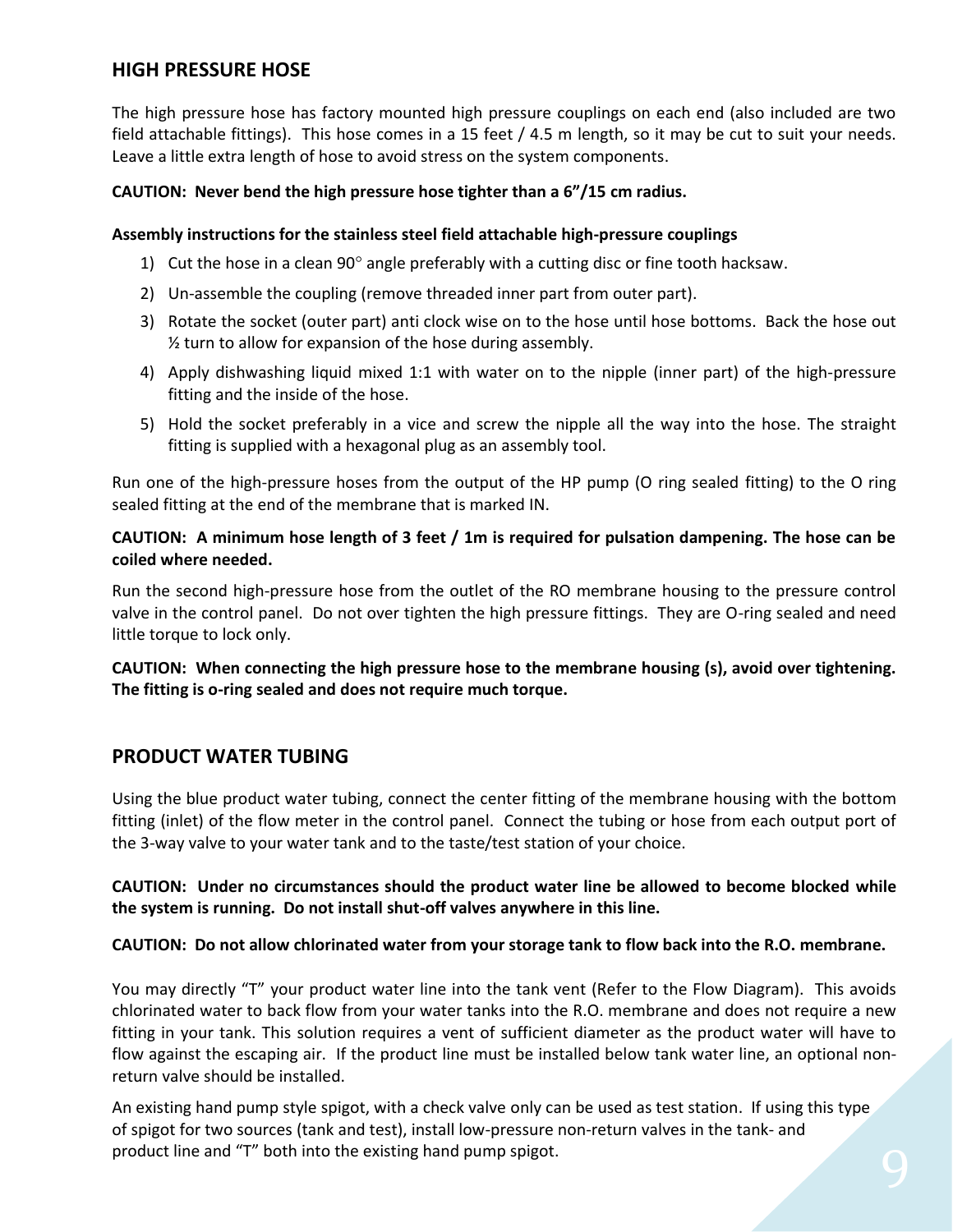## HIGH PRESSURE HOSE

The high pressure hose has factory mounted high pressure couplings on each end (also included are two field attachable fittings). This hose comes in a 15 feet / 4.5 m length, so it may be cut to suit your needs. Leave a little extra length of hose to avoid stress on the system components.

**CAUTION: Never bend the high pressure hose tighter than a 6"/15 cm radius.**

**Assembly instructions for the stainless steel field attachable high-pressure couplings**

1) Cut the hose in a clean 90° angle preferably with a cutting disc or fine tooth hacksaw.
2) Un-assemble the coupling (remove threaded inner part from outer part).
3) Rotate the socket (outer part) anti clock wise on to the hose until hose bottoms. Back the hose out ½ turn to allow for expansion of the hose during assembly.
4) Apply dishwashing liquid mixed 1:1 with water on to the nipple (inner part) of the high-pressure fitting and the inside of the hose.
5) Hold the socket preferably in a vice and screw the nipple all the way into the hose. The straight fitting is supplied with a hexagonal plug as an assembly tool.

Run one of the high-pressure hoses from the output of the HP pump (O ring sealed fitting) to the O ring sealed fitting at the end of the membrane that is marked IN.

**CAUTION: A minimum hose length of 3 feet / 1m is required for pulsation dampening. The hose can be coiled where needed.**

Run the second high-pressure hose from the outlet of the RO membrane housing to the pressure control valve in the control panel. Do not over tighten the high pressure fittings. They are O-ring sealed and need little torque to lock only.

**CAUTION: When connecting the high pressure hose to the membrane housing (s), avoid over tightening. The fitting is o-ring sealed and does not require much torque.**

## PRODUCT WATER TUBING

Using the blue product water tubing, connect the center fitting of the membrane housing with the bottom fitting (inlet) of the flow meter in the control panel. Connect the tubing or hose from each output port of the 3-way valve to your water tank and to the taste/test station of your choice.

**CAUTION: Under no circumstances should the product water line be allowed to become blocked while the system is running. Do not install shut-off valves anywhere in this line.**

**CAUTION: Do not allow chlorinated water from your storage tank to flow back into the R.O. membrane.**

You may directly "T" your product water line into the tank vent (Refer to the Flow Diagram). This avoids chlorinated water to back flow from your water tanks into the R.O. membrane and does not require a new fitting in your tank. This solution requires a vent of sufficient diameter as the product water will have to flow against the escaping air. If the product line must be installed below tank water line, an optional non-return valve should be installed.

An existing hand pump style spigot, with a check valve only can be used as test station. If using this type of spigot for two sources (tank and test), install low-pressure non-return valves in the tank- and product line and "T" both into the existing hand pump spigot.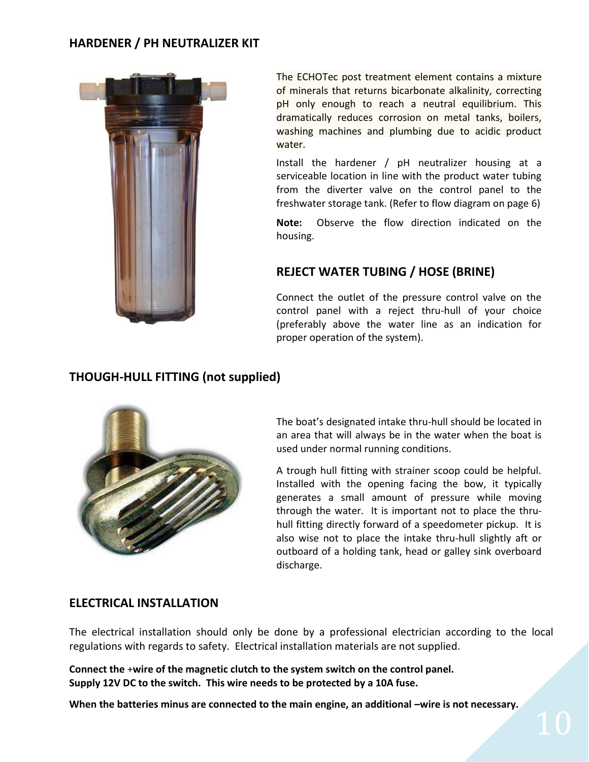## HARDENER / PH NEUTRALIZER KIT

The ECHOTec post treatment element contains a mixture of minerals that returns bicarbonate alkalinity, correcting pH only enough to reach a neutral equilibrium. This dramatically reduces corrosion on metal tanks, boilers, washing machines and plumbing due to acidic product water.

Install the hardener / pH neutralizer housing at a serviceable location in line with the product water tubing from the diverter valve on the control panel to the freshwater storage tank. (Refer to flow diagram on page 6)

**Note:** Observe the flow direction indicated on the housing.

## REJECT WATER TUBING / HOSE (BRINE)

Connect the outlet of the pressure control valve on the control panel with a reject thru-hull of your choice (preferably above the water line as an indication for proper operation of the system).

## THOUGH-HULL FITTING (not supplied)

The boat's designated intake thru-hull should be located in an area that will always be in the water when the boat is used under normal running conditions.

A trough hull fitting with strainer scoop could be helpful. Installed with the opening facing the bow, it typically generates a small amount of pressure while moving through the water. It is important not to place the thru-hull fitting directly forward of a speedometer pickup. It is also wise not to place the intake thru-hull slightly aft or outboard of a holding tank, head or galley sink overboard discharge.

## ELECTRICAL INSTALLATION

The electrical installation should only be done by a professional electrician according to the local regulations with regards to safety. Electrical installation materials are not supplied.

**Connect the +wire of the magnetic clutch to the system switch on the control panel.**
**Supply 12V DC to the switch. This wire needs to be protected by a 10A fuse.**

**When the batteries minus are connected to the main engine, an additional –wire is not necessary.**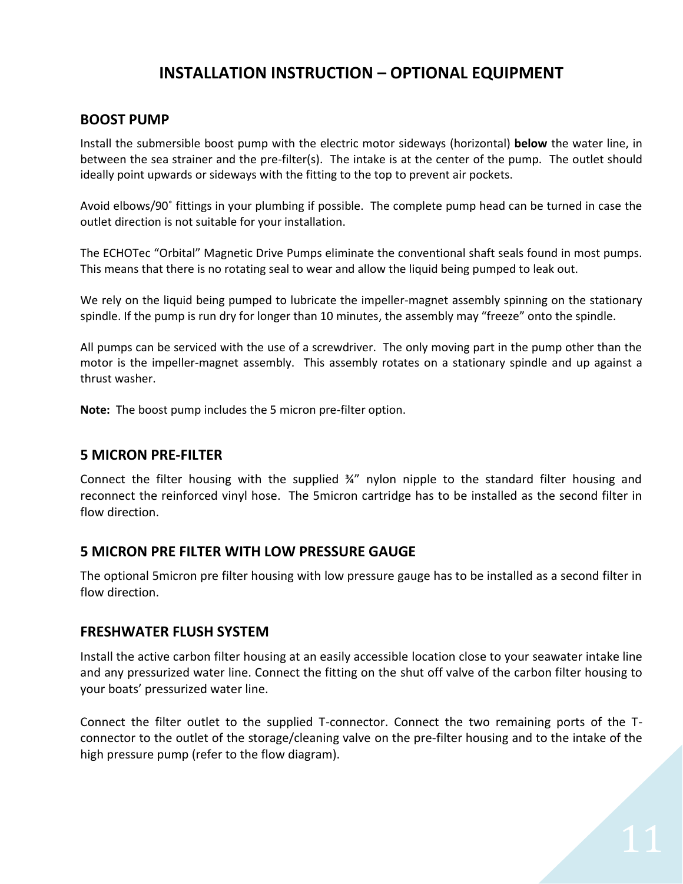# INSTALLATION INSTRUCTION – OPTIONAL EQUIPMENT

## BOOST PUMP

Install the submersible boost pump with the electric motor sideways (horizontal) **below** the water line, in between the sea strainer and the pre-filter(s). The intake is at the center of the pump. The outlet should ideally point upwards or sideways with the fitting to the top to prevent air pockets.

Avoid elbows/90˚ fittings in your plumbing if possible. The complete pump head can be turned in case the outlet direction is not suitable for your installation.

The ECHOTec "Orbital" Magnetic Drive Pumps eliminate the conventional shaft seals found in most pumps. This means that there is no rotating seal to wear and allow the liquid being pumped to leak out.

We rely on the liquid being pumped to lubricate the impeller-magnet assembly spinning on the stationary spindle. If the pump is run dry for longer than 10 minutes, the assembly may "freeze" onto the spindle.

All pumps can be serviced with the use of a screwdriver. The only moving part in the pump other than the motor is the impeller-magnet assembly. This assembly rotates on a stationary spindle and up against a thrust washer.

**Note:** The boost pump includes the 5 micron pre-filter option.

## 5 MICRON PRE-FILTER

Connect the filter housing with the supplied ¾" nylon nipple to the standard filter housing and reconnect the reinforced vinyl hose. The 5micron cartridge has to be installed as the second filter in flow direction.

## 5 MICRON PRE FILTER WITH LOW PRESSURE GAUGE

The optional 5micron pre filter housing with low pressure gauge has to be installed as a second filter in flow direction.

## FRESHWATER FLUSH SYSTEM

Install the active carbon filter housing at an easily accessible location close to your seawater intake line and any pressurized water line. Connect the fitting on the shut off valve of the carbon filter housing to your boats' pressurized water line.

Connect the filter outlet to the supplied T-connector. Connect the two remaining ports of the T-connector to the outlet of the storage/cleaning valve on the pre-filter housing and to the intake of the high pressure pump (refer to the flow diagram).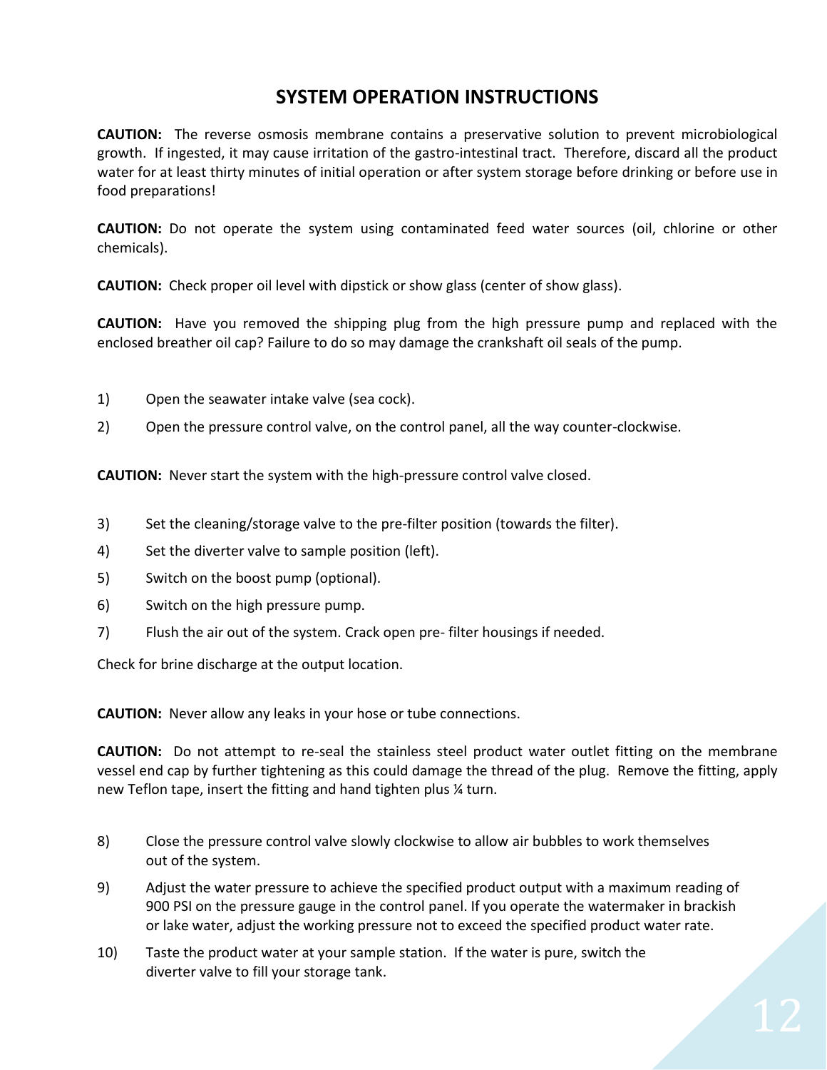# SYSTEM OPERATION INSTRUCTIONS

**CAUTION:** The reverse osmosis membrane contains a preservative solution to prevent microbiological growth. If ingested, it may cause irritation of the gastro-intestinal tract. Therefore, discard all the product water for at least thirty minutes of initial operation or after system storage before drinking or before use in food preparations!

**CAUTION:** Do not operate the system using contaminated feed water sources (oil, chlorine or other chemicals).

**CAUTION:** Check proper oil level with dipstick or show glass (center of show glass).

**CAUTION:** Have you removed the shipping plug from the high pressure pump and replaced with the enclosed breather oil cap? Failure to do so may damage the crankshaft oil seals of the pump.

1) Open the seawater intake valve (sea cock).
2) Open the pressure control valve, on the control panel, all the way counter-clockwise.

**CAUTION:** Never start the system with the high-pressure control valve closed.

3) Set the cleaning/storage valve to the pre-filter position (towards the filter).
4) Set the diverter valve to sample position (left).
5) Switch on the boost pump (optional).
6) Switch on the high pressure pump.
7) Flush the air out of the system. Crack open pre- filter housings if needed.

Check for brine discharge at the output location.

**CAUTION:** Never allow any leaks in your hose or tube connections.

**CAUTION:** Do not attempt to re-seal the stainless steel product water outlet fitting on the membrane vessel end cap by further tightening as this could damage the thread of the plug. Remove the fitting, apply new Teflon tape, insert the fitting and hand tighten plus ¼ turn.

8) Close the pressure control valve slowly clockwise to allow air bubbles to work themselves out of the system.
9) Adjust the water pressure to achieve the specified product output with a maximum reading of 900 PSI on the pressure gauge in the control panel. If you operate the watermaker in brackish or lake water, adjust the working pressure not to exceed the specified product water rate.
10) Taste the product water at your sample station. If the water is pure, switch the diverter valve to fill your storage tank.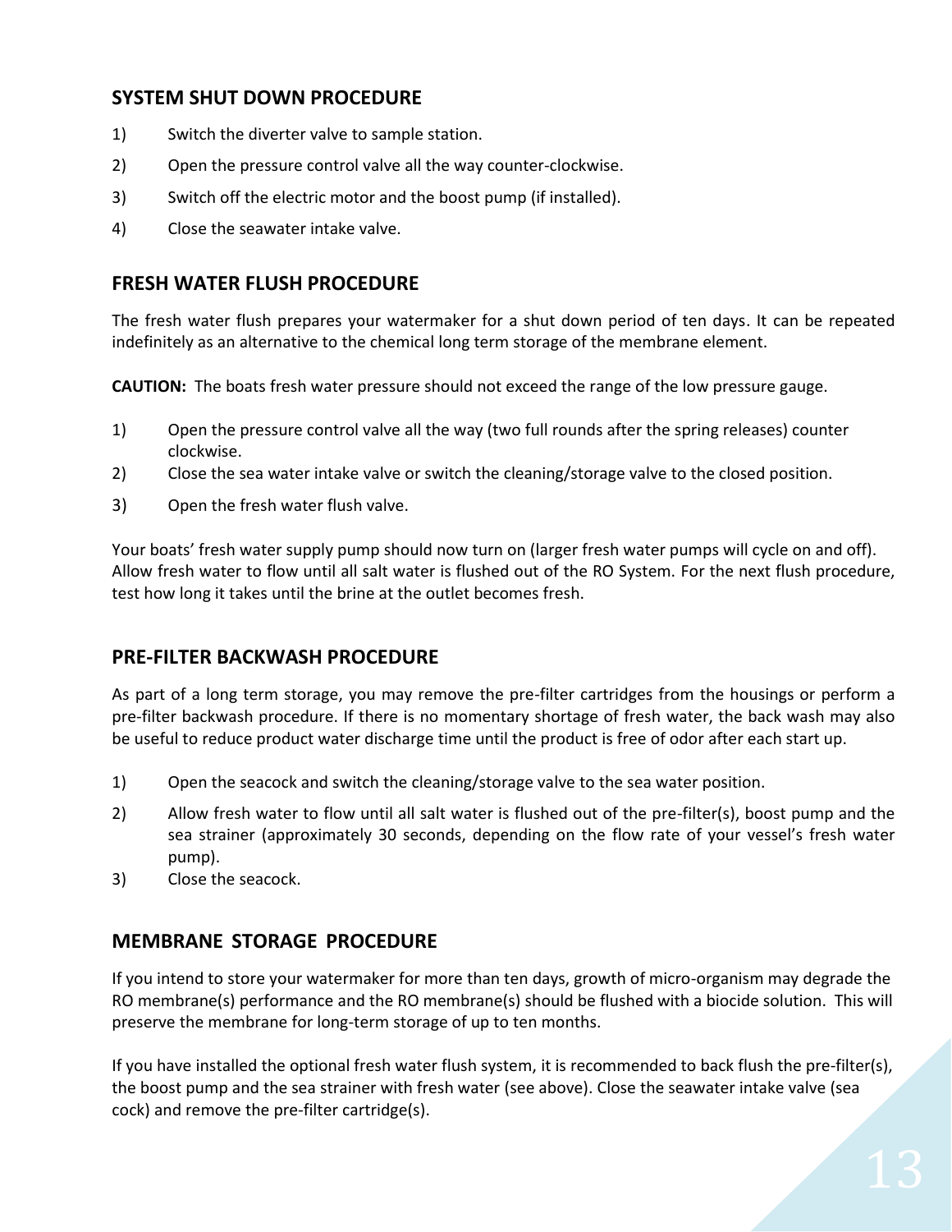## SYSTEM SHUT DOWN PROCEDURE

1) Switch the diverter valve to sample station.
2) Open the pressure control valve all the way counter-clockwise.
3) Switch off the electric motor and the boost pump (if installed).
4) Close the seawater intake valve.

## FRESH WATER FLUSH PROCEDURE

The fresh water flush prepares your watermaker for a shut down period of ten days. It can be repeated indefinitely as an alternative to the chemical long term storage of the membrane element.

**CAUTION:** The boats fresh water pressure should not exceed the range of the low pressure gauge.

1) Open the pressure control valve all the way (two full rounds after the spring releases) counter clockwise.
2) Close the sea water intake valve or switch the cleaning/storage valve to the closed position.
3) Open the fresh water flush valve.

Your boats' fresh water supply pump should now turn on (larger fresh water pumps will cycle on and off). Allow fresh water to flow until all salt water is flushed out of the RO System. For the next flush procedure, test how long it takes until the brine at the outlet becomes fresh.

## PRE-FILTER BACKWASH PROCEDURE

As part of a long term storage, you may remove the pre-filter cartridges from the housings or perform a pre-filter backwash procedure. If there is no momentary shortage of fresh water, the back wash may also be useful to reduce product water discharge time until the product is free of odor after each start up.

1) Open the seacock and switch the cleaning/storage valve to the sea water position.
2) Allow fresh water to flow until all salt water is flushed out of the pre-filter(s), boost pump and the sea strainer (approximately 30 seconds, depending on the flow rate of your vessel's fresh water pump).
3) Close the seacock.

## MEMBRANE STORAGE PROCEDURE

If you intend to store your watermaker for more than ten days, growth of micro-organism may degrade the RO membrane(s) performance and the RO membrane(s) should be flushed with a biocide solution. This will preserve the membrane for long-term storage of up to ten months.

If you have installed the optional fresh water flush system, it is recommended to back flush the pre-filter(s), the boost pump and the sea strainer with fresh water (see above). Close the seawater intake valve (sea cock) and remove the pre-filter cartridge(s).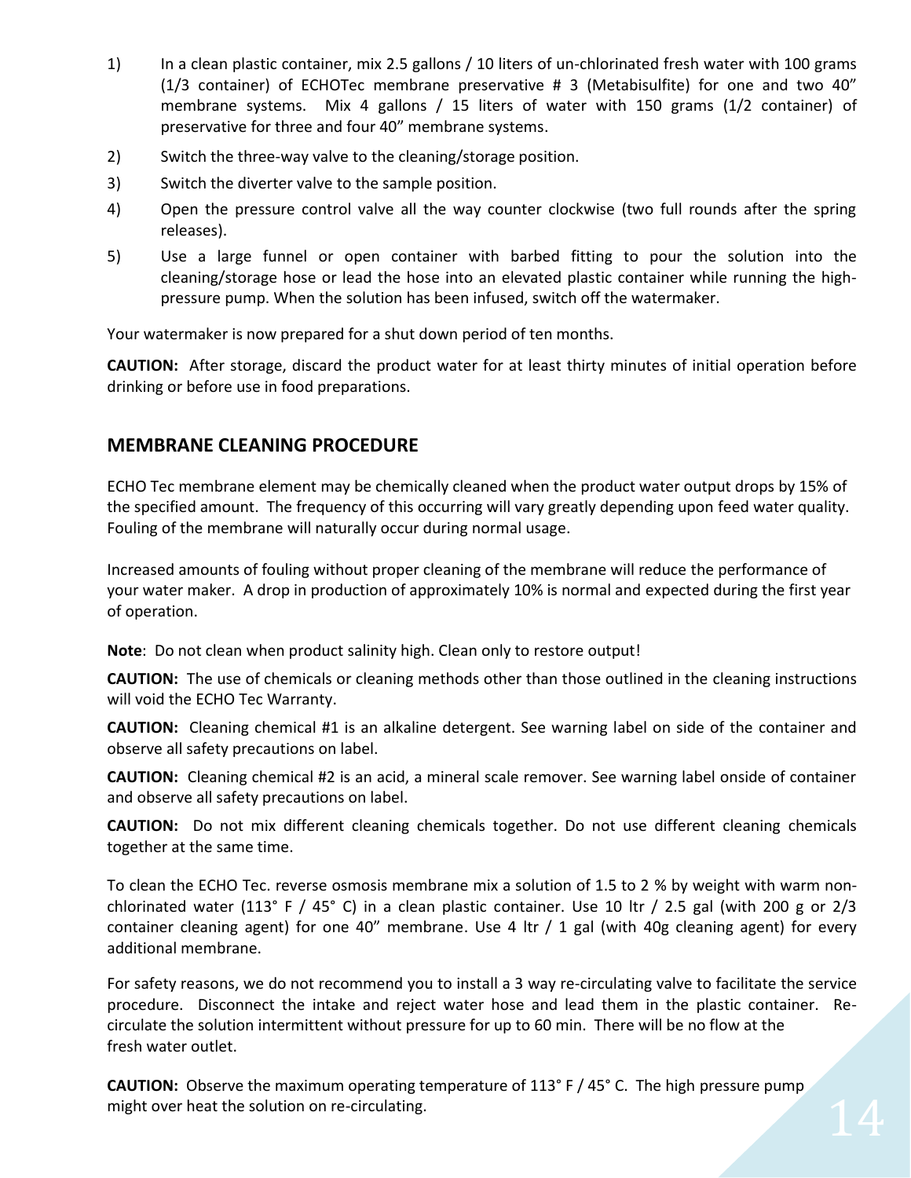1) In a clean plastic container, mix 2.5 gallons / 10 liters of un-chlorinated fresh water with 100 grams (1/3 container) of ECHOTec membrane preservative # 3 (Metabisulfite) for one and two 40" membrane systems. Mix 4 gallons / 15 liters of water with 150 grams (1/2 container) of preservative for three and four 40" membrane systems.
2) Switch the three-way valve to the cleaning/storage position.
3) Switch the diverter valve to the sample position.
4) Open the pressure control valve all the way counter clockwise (two full rounds after the spring releases).
5) Use a large funnel or open container with barbed fitting to pour the solution into the cleaning/storage hose or lead the hose into an elevated plastic container while running the high-pressure pump. When the solution has been infused, switch off the watermaker.

Your watermaker is now prepared for a shut down period of ten months.

**CAUTION:** After storage, discard the product water for at least thirty minutes of initial operation before drinking or before use in food preparations.

## MEMBRANE CLEANING PROCEDURE

ECHO Tec membrane element may be chemically cleaned when the product water output drops by 15% of the specified amount. The frequency of this occurring will vary greatly depending upon feed water quality. Fouling of the membrane will naturally occur during normal usage.

Increased amounts of fouling without proper cleaning of the membrane will reduce the performance of your water maker. A drop in production of approximately 10% is normal and expected during the first year of operation.

**Note**: Do not clean when product salinity high. Clean only to restore output!

**CAUTION:** The use of chemicals or cleaning methods other than those outlined in the cleaning instructions will void the ECHO Tec Warranty.

**CAUTION:** Cleaning chemical #1 is an alkaline detergent. See warning label on side of the container and observe all safety precautions on label.

**CAUTION:** Cleaning chemical #2 is an acid, a mineral scale remover. See warning label onside of container and observe all safety precautions on label.

**CAUTION:** Do not mix different cleaning chemicals together. Do not use different cleaning chemicals together at the same time.

To clean the ECHO Tec. reverse osmosis membrane mix a solution of 1.5 to 2 % by weight with warm non-chlorinated water (113° F / 45° C) in a clean plastic container. Use 10 ltr / 2.5 gal (with 200 g or 2/3 container cleaning agent) for one 40" membrane. Use 4 ltr / 1 gal (with 40g cleaning agent) for every additional membrane.

For safety reasons, we do not recommend you to install a 3 way re-circulating valve to facilitate the service procedure. Disconnect the intake and reject water hose and lead them in the plastic container. Re-circulate the solution intermittent without pressure for up to 60 min. There will be no flow at the fresh water outlet.

**CAUTION:** Observe the maximum operating temperature of 113° F / 45° C. The high pressure pump might over heat the solution on re-circulating.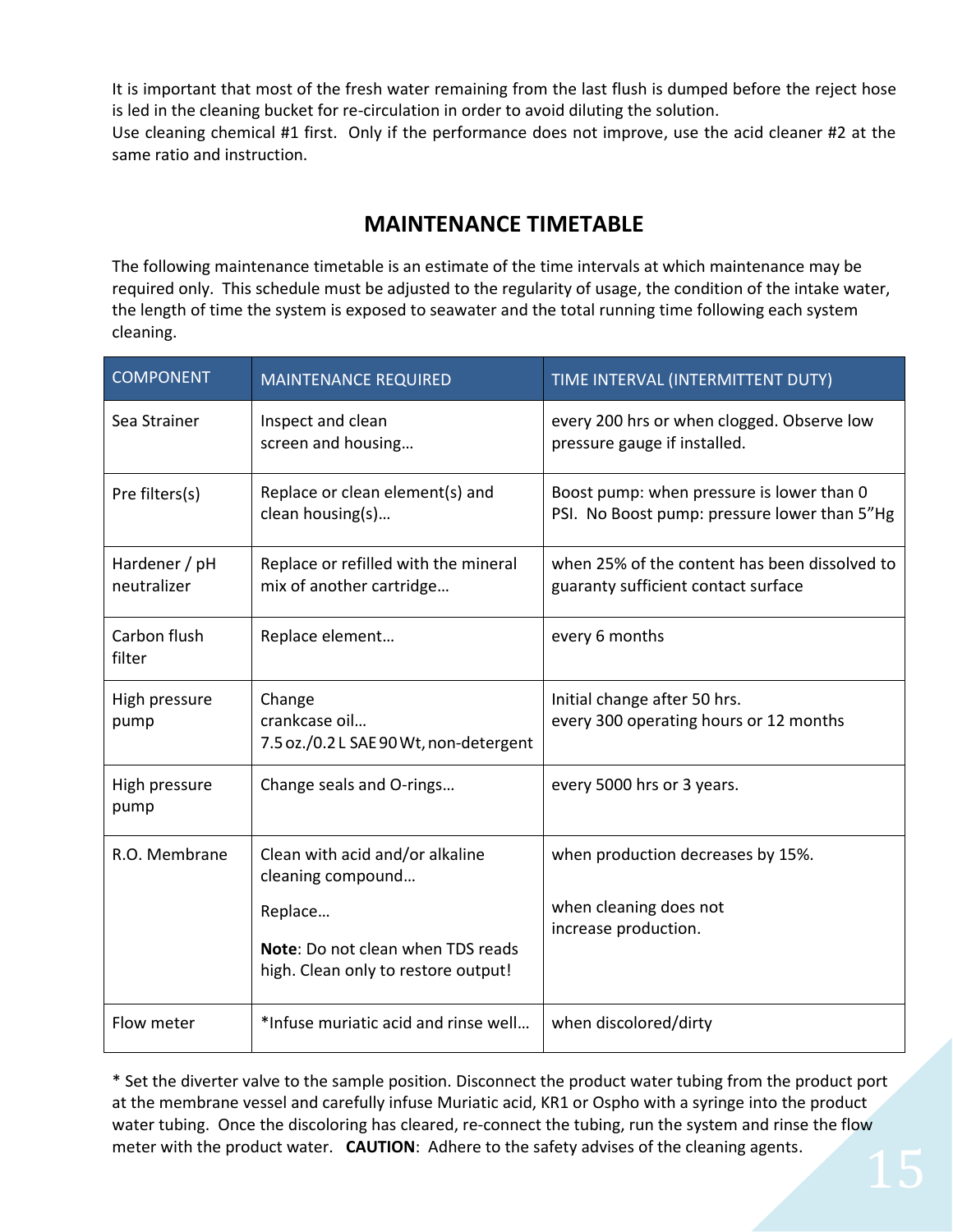It is important that most of the fresh water remaining from the last flush is dumped before the reject hose is led in the cleaning bucket for re-circulation in order to avoid diluting the solution.
Use cleaning chemical #1 first. Only if the performance does not improve, use the acid cleaner #2 at the same ratio and instruction.

## MAINTENANCE TIMETABLE

The following maintenance timetable is an estimate of the time intervals at which maintenance may be required only. This schedule must be adjusted to the regularity of usage, the condition of the intake water, the length of time the system is exposed to seawater and the total running time following each system cleaning.

| COMPONENT | MAINTENANCE REQUIRED | TIME INTERVAL (INTERMITTENT DUTY) |
|---|---|---|
| Sea Strainer | Inspect and clean screen and housing… | every 200 hrs or when clogged. Observe low pressure gauge if installed. |
| Pre filters(s) | Replace or clean element(s) and clean housing(s)… | Boost pump: when pressure is lower than 0 PSI. No Boost pump: pressure lower than 5"Hg |
| Hardener / pH neutralizer | Replace or refilled with the mineral mix of another cartridge… | when 25% of the content has been dissolved to guaranty sufficient contact surface |
| Carbon flush filter | Replace element… | every 6 months |
| High pressure pump | Change crankcase oil… 7.5 oz./0.2 L SAE 90 Wt, non-detergent | Initial change after 50 hrs. every 300 operating hours or 12 months |
| High pressure pump | Change seals and O-rings… | every 5000 hrs or 3 years. |
| R.O. Membrane | Clean with acid and/or alkaline cleaning compound… | when production decreases by 15%. |
| | Replace… **Note**: Do not clean when TDS reads high. Clean only to restore output! | when cleaning does not increase production. |
| Flow meter | *Infuse muriatic acid and rinse well… | when discolored/dirty |

* Set the diverter valve to the sample position. Disconnect the product water tubing from the product port at the membrane vessel and carefully infuse Muriatic acid, KR1 or Ospho with a syringe into the product water tubing. Once the discoloring has cleared, re-connect the tubing, run the system and rinse the flow meter with the product water. **CAUTION**: Adhere to the safety advises of the cleaning agents.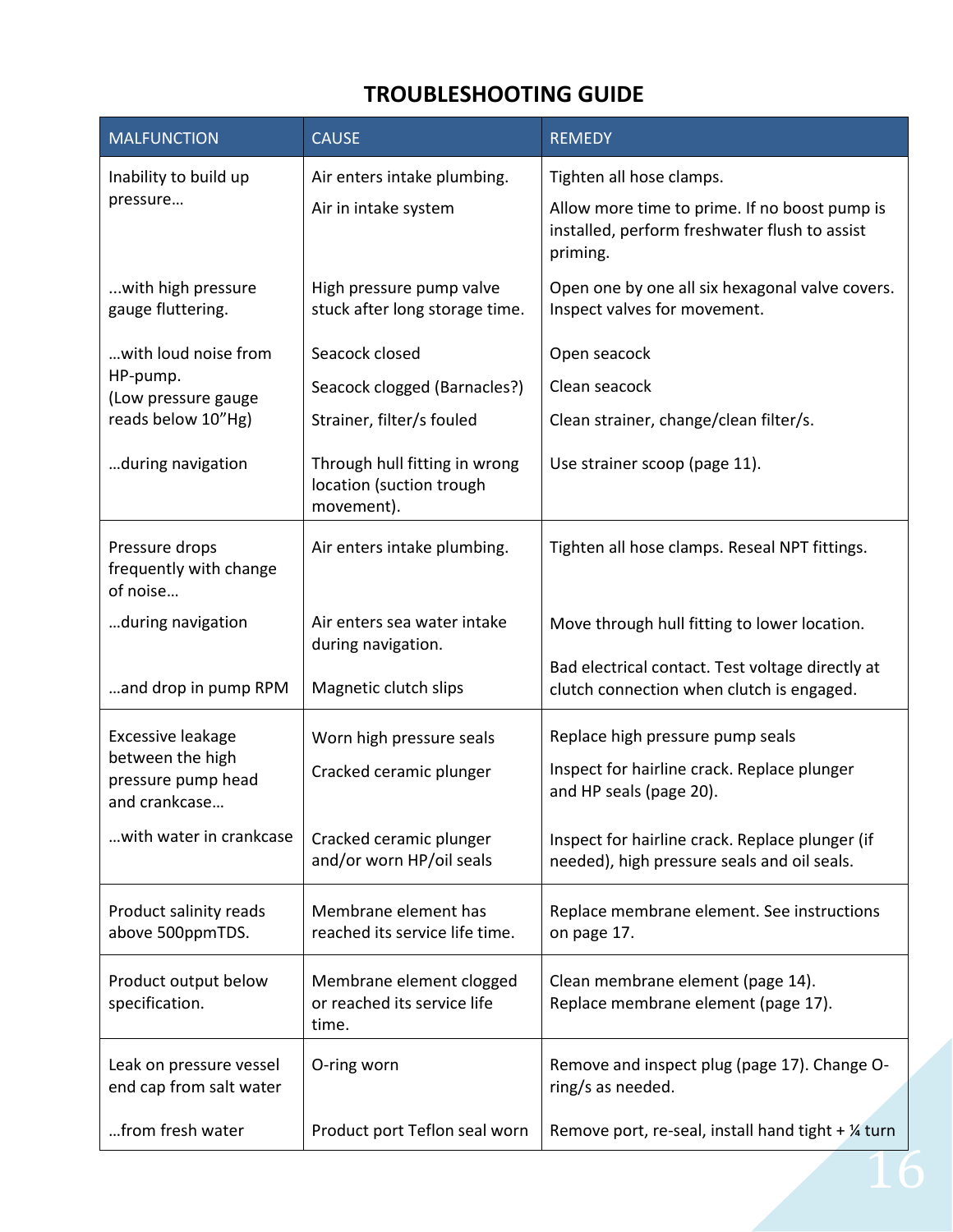# TROUBLESHOOTING GUIDE

| MALFUNCTION | CAUSE | REMEDY |
|---|---|---|
| Inability to build up pressure… | Air enters intake plumbing. | Tighten all hose clamps. |
| | Air in intake system | Allow more time to prime. If no boost pump is installed, perform freshwater flush to assist priming. |
| …with high pressure gauge fluttering. | High pressure pump valve stuck after long storage time. | Open one by one all six hexagonal valve covers. Inspect valves for movement. |
| …with loud noise from HP-pump. (Low pressure gauge reads below 10"Hg) | Seacock closed | Open seacock |
| | Seacock clogged (Barnacles?) | Clean seacock |
| | Strainer, filter/s fouled | Clean strainer, change/clean filter/s. |
| …during navigation | Through hull fitting in wrong location (suction trough movement). | Use strainer scoop (page 11). |
| Pressure drops frequently with change of noise… | Air enters intake plumbing. | Tighten all hose clamps. Reseal NPT fittings. |
| …during navigation | Air enters sea water intake during navigation. | Move through hull fitting to lower location. |
| …and drop in pump RPM | Magnetic clutch slips | Bad electrical contact. Test voltage directly at clutch connection when clutch is engaged. |
| Excessive leakage between the high pressure pump head and crankcase… | Worn high pressure seals | Replace high pressure pump seals |
| | Cracked ceramic plunger | Inspect for hairline crack. Replace plunger and HP seals (page 20). |
| …with water in crankcase | Cracked ceramic plunger and/or worn HP/oil seals | Inspect for hairline crack. Replace plunger (if needed), high pressure seals and oil seals. |
| Product salinity reads above 500ppmTDS. | Membrane element has reached its service life time. | Replace membrane element. See instructions on page 17. |
| Product output below specification. | Membrane element clogged or reached its service life time. | Clean membrane element (page 14). Replace membrane element (page 17). |
| Leak on pressure vessel end cap from salt water | O-ring worn | Remove and inspect plug (page 17). Change O-ring/s as needed. |
| …from fresh water | Product port Teflon seal worn | Remove port, re-seal, install hand tight + ¼ turn |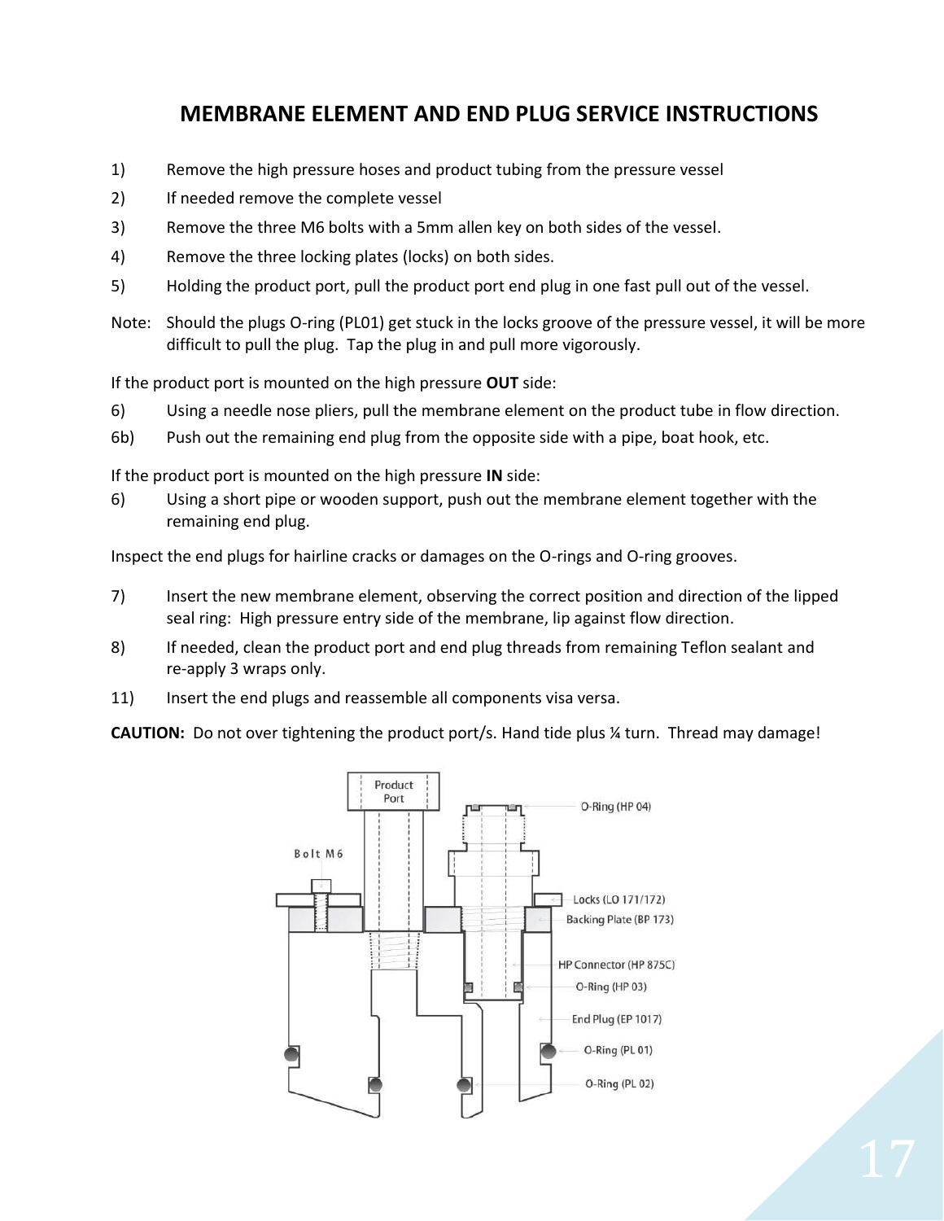# MEMBRANE ELEMENT AND END PLUG SERVICE INSTRUCTIONS

1) Remove the high pressure hoses and product tubing from the pressure vessel
2) If needed remove the complete vessel
3) Remove the three M6 bolts with a 5mm allen key on both sides of the vessel.
4) Remove the three locking plates (locks) on both sides.
5) Holding the product port, pull the product port end plug in one fast pull out of the vessel.

Note: Should the plugs O-ring (PL01) get stuck in the locks groove of the pressure vessel, it will be more difficult to pull the plug. Tap the plug in and pull more vigorously.

If the product port is mounted on the high pressure **OUT** side:

6) Using a needle nose pliers, pull the membrane element on the product tube in flow direction.

6b) Push out the remaining end plug from the opposite side with a pipe, boat hook, etc.

If the product port is mounted on the high pressure **IN** side:

6) Using a short pipe or wooden support, push out the membrane element together with the remaining end plug.

Inspect the end plugs for hairline cracks or damages on the O-rings and O-ring grooves.

7) Insert the new membrane element, observing the correct position and direction of the lipped seal ring: High pressure entry side of the membrane, lip against flow direction.
8) If needed, clean the product port and end plug threads from remaining Teflon sealant and re-apply 3 wraps only.

11) Insert the end plugs and reassemble all components visa versa.

**CAUTION:** Do not over tightening the product port/s. Hand tide plus ¼ turn. Thread may damage!

Product Port

Bolt M6

O-Ring (HP 04)

Locks (LO 171/172)

Backing Plate (BP 173)

HP Connector (HP 875C)

O-Ring (HP 03)

End Plug (EP 1017)

O-Ring (PL 01)

O-Ring (PL 02)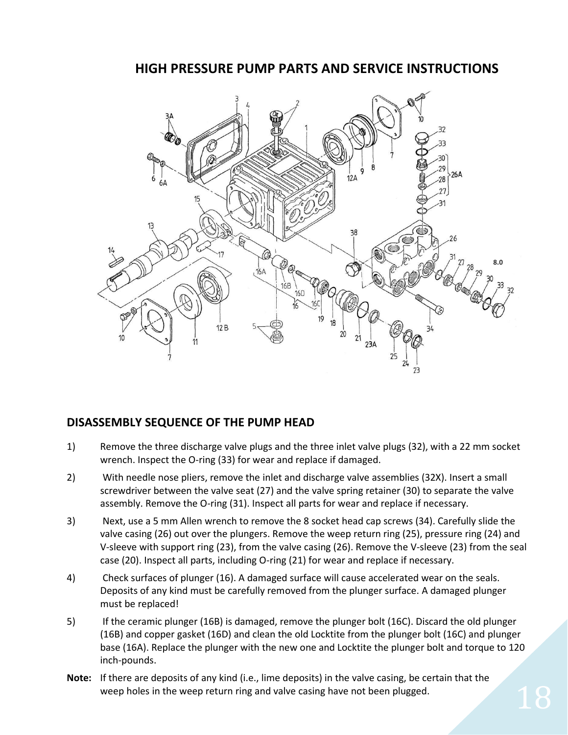## HIGH PRESSURE PUMP PARTS AND SERVICE INSTRUCTIONS

## DISASSEMBLY SEQUENCE OF THE PUMP HEAD

1) Remove the three discharge valve plugs and the three inlet valve plugs (32), with a 22 mm socket wrench. Inspect the O-ring (33) for wear and replace if damaged.
2) With needle nose pliers, remove the inlet and discharge valve assemblies (32X). Insert a small screwdriver between the valve seat (27) and the valve spring retainer (30) to separate the valve assembly. Remove the O-ring (31). Inspect all parts for wear and replace if necessary.
3) Next, use a 5 mm Allen wrench to remove the 8 socket head cap screws (34). Carefully slide the valve casing (26) out over the plungers. Remove the weep return ring (25), pressure ring (24) and V-sleeve with support ring (23), from the valve casing (26). Remove the V-sleeve (23) from the seal case (20). Inspect all parts, including O-ring (21) for wear and replace if necessary.
4) Check surfaces of plunger (16). A damaged surface will cause accelerated wear on the seals. Deposits of any kind must be carefully removed from the plunger surface. A damaged plunger must be replaced!
5) If the ceramic plunger (16B) is damaged, remove the plunger bolt (16C). Discard the old plunger (16B) and copper gasket (16D) and clean the old Locktite from the plunger bolt (16C) and plunger base (16A). Replace the plunger with the new one and Locktite the plunger bolt and torque to 120 inch-pounds.

**Note:** If there are deposits of any kind (i.e., lime deposits) in the valve casing, be certain that the weep holes in the weep return ring and valve casing have not been plugged.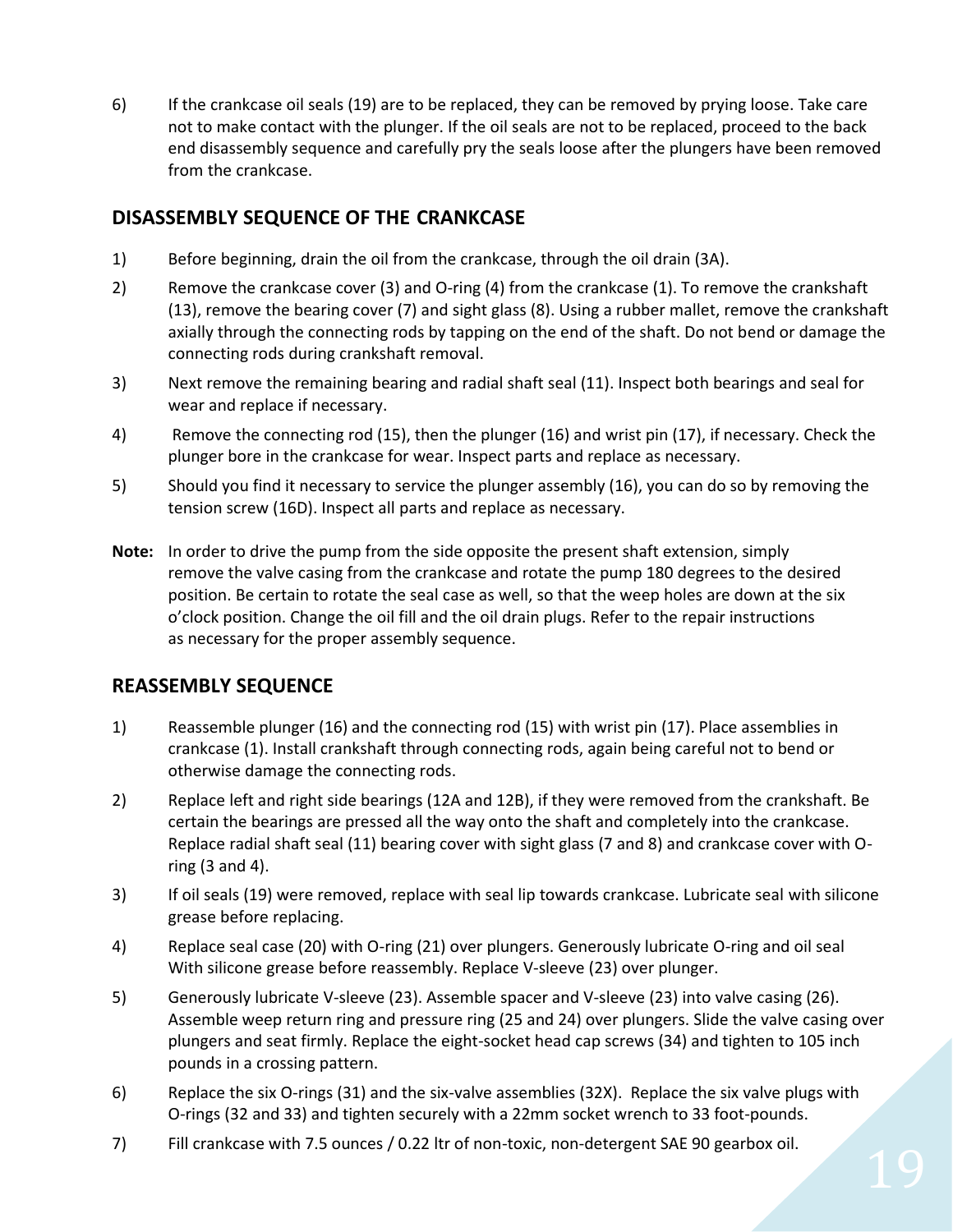6) If the crankcase oil seals (19) are to be replaced, they can be removed by prying loose. Take care not to make contact with the plunger. If the oil seals are not to be replaced, proceed to the back end disassembly sequence and carefully pry the seals loose after the plungers have been removed from the crankcase.

## DISASSEMBLY SEQUENCE OF THE CRANKCASE

1) Before beginning, drain the oil from the crankcase, through the oil drain (3A).

2) Remove the crankcase cover (3) and O-ring (4) from the crankcase (1). To remove the crankshaft (13), remove the bearing cover (7) and sight glass (8). Using a rubber mallet, remove the crankshaft axially through the connecting rods by tapping on the end of the shaft. Do not bend or damage the connecting rods during crankshaft removal.

3) Next remove the remaining bearing and radial shaft seal (11). Inspect both bearings and seal for wear and replace if necessary.

4) Remove the connecting rod (15), then the plunger (16) and wrist pin (17), if necessary. Check the plunger bore in the crankcase for wear. Inspect parts and replace as necessary.

5) Should you find it necessary to service the plunger assembly (16), you can do so by removing the tension screw (16D). Inspect all parts and replace as necessary.

**Note:** In order to drive the pump from the side opposite the present shaft extension, simply remove the valve casing from the crankcase and rotate the pump 180 degrees to the desired position. Be certain to rotate the seal case as well, so that the weep holes are down at the six o'clock position. Change the oil fill and the oil drain plugs. Refer to the repair instructions as necessary for the proper assembly sequence.

## REASSEMBLY SEQUENCE

1) Reassemble plunger (16) and the connecting rod (15) with wrist pin (17). Place assemblies in crankcase (1). Install crankshaft through connecting rods, again being careful not to bend or otherwise damage the connecting rods.

2) Replace left and right side bearings (12A and 12B), if they were removed from the crankshaft. Be certain the bearings are pressed all the way onto the shaft and completely into the crankcase. Replace radial shaft seal (11) bearing cover with sight glass (7 and 8) and crankcase cover with O-ring (3 and 4).

3) If oil seals (19) were removed, replace with seal lip towards crankcase. Lubricate seal with silicone grease before replacing.

4) Replace seal case (20) with O-ring (21) over plungers. Generously lubricate O-ring and oil seal With silicone grease before reassembly. Replace V-sleeve (23) over plunger.

5) Generously lubricate V-sleeve (23). Assemble spacer and V-sleeve (23) into valve casing (26). Assemble weep return ring and pressure ring (25 and 24) over plungers. Slide the valve casing over plungers and seat firmly. Replace the eight-socket head cap screws (34) and tighten to 105 inch pounds in a crossing pattern.

6) Replace the six O-rings (31) and the six-valve assemblies (32X). Replace the six valve plugs with O-rings (32 and 33) and tighten securely with a 22mm socket wrench to 33 foot-pounds.

7) Fill crankcase with 7.5 ounces / 0.22 ltr of non-toxic, non-detergent SAE 90 gearbox oil.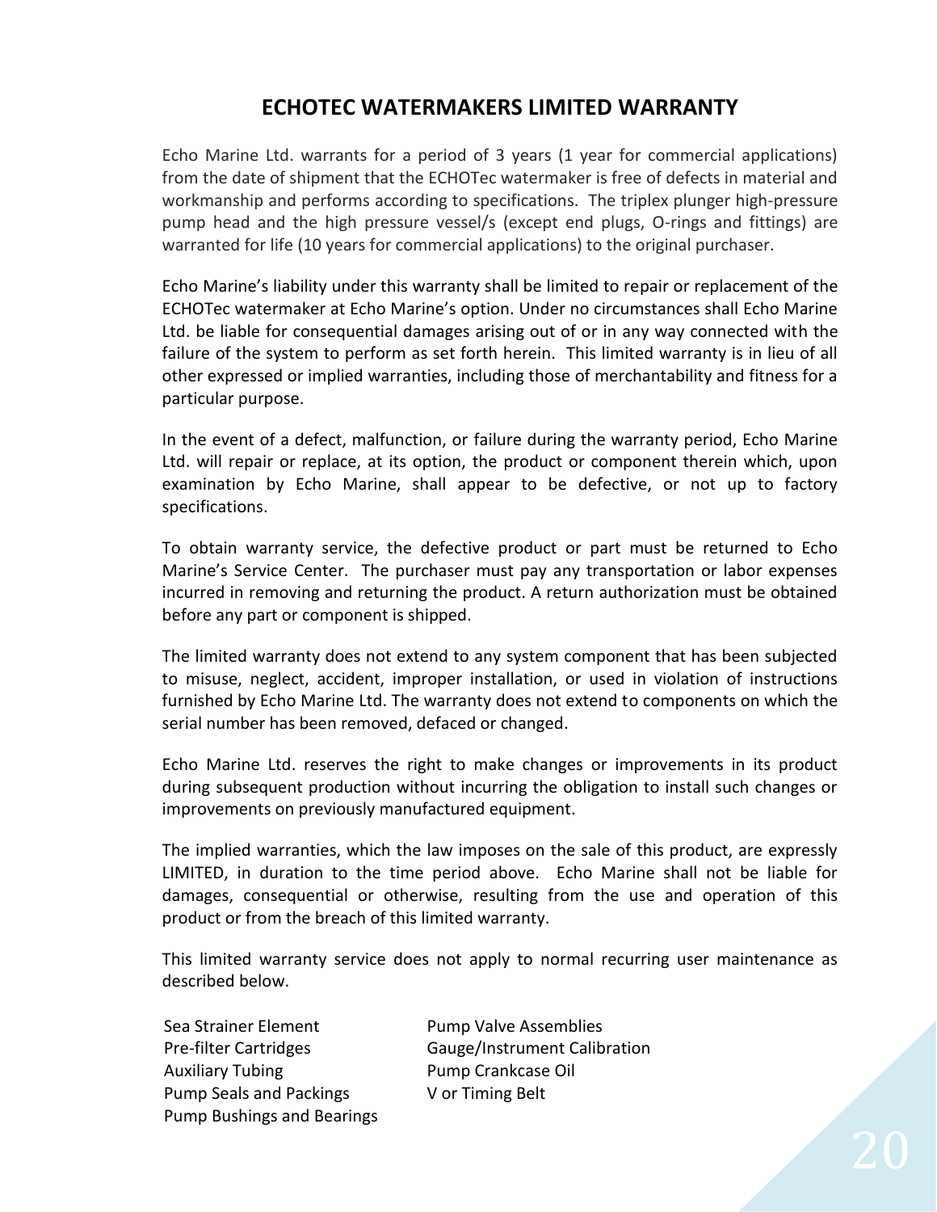## ECHOTEC WATERMAKERS LIMITED WARRANTY

Echo Marine Ltd. warrants for a period of 3 years (1 year for commercial applications) from the date of shipment that the ECHOTec watermaker is free of defects in material and workmanship and performs according to specifications. The triplex plunger high-pressure pump head and the high pressure vessel/s (except end plugs, O-rings and fittings) are warranted for life (10 years for commercial applications) to the original purchaser.

Echo Marine's liability under this warranty shall be limited to repair or replacement of the ECHOTec watermaker at Echo Marine's option. Under no circumstances shall Echo Marine Ltd. be liable for consequential damages arising out of or in any way connected with the failure of the system to perform as set forth herein. This limited warranty is in lieu of all other expressed or implied warranties, including those of merchantability and fitness for a particular purpose.

In the event of a defect, malfunction, or failure during the warranty period, Echo Marine Ltd. will repair or replace, at its option, the product or component therein which, upon examination by Echo Marine, shall appear to be defective, or not up to factory specifications.

To obtain warranty service, the defective product or part must be returned to Echo Marine's Service Center. The purchaser must pay any transportation or labor expenses incurred in removing and returning the product. A return authorization must be obtained before any part or component is shipped.

The limited warranty does not extend to any system component that has been subjected to misuse, neglect, accident, improper installation, or used in violation of instructions furnished by Echo Marine Ltd. The warranty does not extend to components on which the serial number has been removed, defaced or changed.

Echo Marine Ltd. reserves the right to make changes or improvements in its product during subsequent production without incurring the obligation to install such changes or improvements on previously manufactured equipment.

The implied warranties, which the law imposes on the sale of this product, are expressly LIMITED, in duration to the time period above. Echo Marine shall not be liable for damages, consequential or otherwise, resulting from the use and operation of this product or from the breach of this limited warranty.

This limited warranty service does not apply to normal recurring user maintenance as described below.

- Sea Strainer Element
- Pre-filter Cartridges
- Auxiliary Tubing
- Pump Seals and Packings
- Pump Bushings and Bearings
- Pump Valve Assemblies
- Gauge/Instrument Calibration
- Pump Crankcase Oil
- V or Timing Belt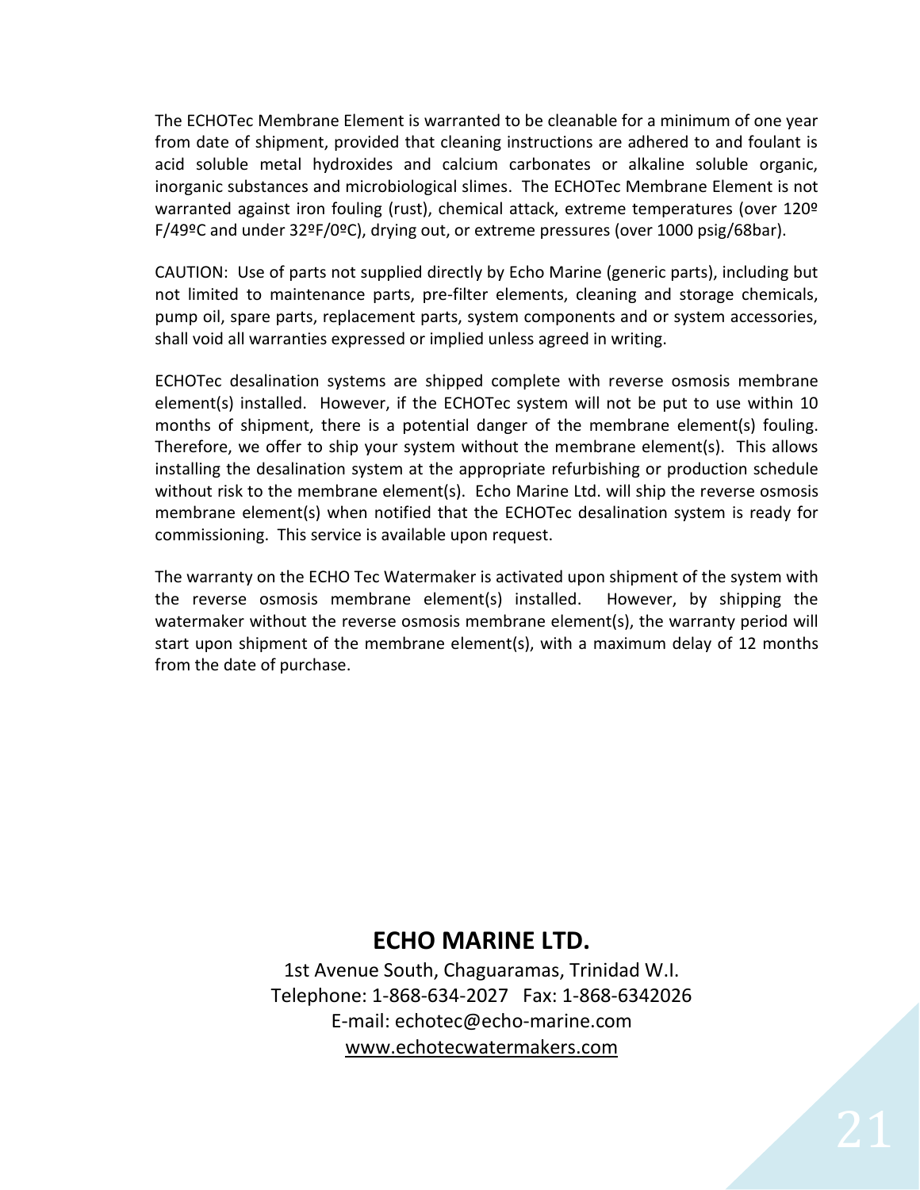The ECHOTec Membrane Element is warranted to be cleanable for a minimum of one year from date of shipment, provided that cleaning instructions are adhered to and foulant is acid soluble metal hydroxides and calcium carbonates or alkaline soluble organic, inorganic substances and microbiological slimes. The ECHOTec Membrane Element is not warranted against iron fouling (rust), chemical attack, extreme temperatures (over 120º F/49ºC and under 32ºF/0ºC), drying out, or extreme pressures (over 1000 psig/68bar).

CAUTION: Use of parts not supplied directly by Echo Marine (generic parts), including but not limited to maintenance parts, pre-filter elements, cleaning and storage chemicals, pump oil, spare parts, replacement parts, system components and or system accessories, shall void all warranties expressed or implied unless agreed in writing.

ECHOTec desalination systems are shipped complete with reverse osmosis membrane element(s) installed. However, if the ECHOTec system will not be put to use within 10 months of shipment, there is a potential danger of the membrane element(s) fouling. Therefore, we offer to ship your system without the membrane element(s). This allows installing the desalination system at the appropriate refurbishing or production schedule without risk to the membrane element(s). Echo Marine Ltd. will ship the reverse osmosis membrane element(s) when notified that the ECHOTec desalination system is ready for commissioning. This service is available upon request.

The warranty on the ECHO Tec Watermaker is activated upon shipment of the system with the reverse osmosis membrane element(s) installed. However, by shipping the watermaker without the reverse osmosis membrane element(s), the warranty period will start upon shipment of the membrane element(s), with a maximum delay of 12 months from the date of purchase.

**ECHO MARINE LTD.**

1st Avenue South, Chaguaramas, Trinidad W.I.
Telephone: 1-868-634-2027 Fax: 1-868-6342026
E-mail: echotec@echo-marine.com
www.echotecwatermakers.com